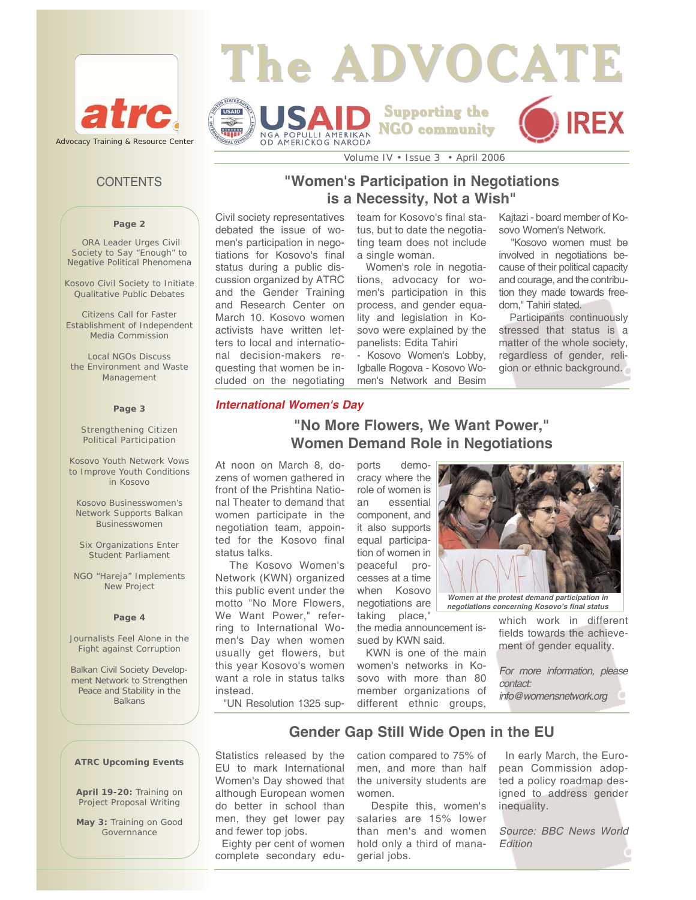# The ADVOCATE

atrc — Advocacy Training & Resource Center

USAID — NGA POPULLI AMERIKAN OD AMERICKOG NARODA

Supporting the NGO community

IREX

Volume IV • Issue 3 • April 2006

## CONTENTS

**Page 2**

ORA Leader Urges Civil Society to Say "Enough" to Negative Political Phenomena

Kosovo Civil Society to Initiate Qualitative Public Debates

Citizens Call for Faster Establishment of Independent Media Commission

Local NGOs Discuss the Environment and Waste Management

**Page 3**

Strengthening Citizen Political Participation

Kosovo Youth Network Vows to Improve Youth Conditions in Kosovo

Kosovo Businesswomen's Network Supports Balkan Businesswomen

Six Organizations Enter Student Parliament

NGO "Hareja" Implements New Project

**Page 4**

Journalists Feel Alone in the Fight against Corruption

Balkan Civil Society Development Network to Strengthen Peace and Stability in the Balkans

**ATRC Upcoming Events**

**April 19-20:** Training on Project Proposal Writing

**May 3:** Training on Good Governance

## "Women's Participation in Negotiations is a Necessity, Not a Wish"

Civil society representatives debated the issue of women's participation in negotiations for Kosovo's final status during a public discussion organized by ATRC and the Gender Training and Research Center on March 10. Kosovo women activists have written letters to local and international decision-makers requesting that women be included on the negotiating team for Kosovo's final status, but to date the negotiating team does not include a single woman.

Women's role in negotiations, advocacy for women's participation in this process, and gender equality and legislation in Kosovo were explained by the panelists: Edita Tahiri - Kosovo Women's Lobby, Igballe Rogova - Kosovo Women's Network and Besim Kajtazi - board member of Kosovo Women's Network.

"Kosovo women must be involved in negotiations because of their political capacity and courage, and the contribution they made towards freedom," Tahiri stated.

Participants continuously stressed that status is a matter of the whole society, regardless of gender, religion or ethnic background.

***International Women's Day***

## "No More Flowers, We Want Power," Women Demand Role in Negotiations

At noon on March 8, dozens of women gathered in front of the Prishtina National Theater to demand that women participate in the negotiation team, appointed for the Kosovo final status talks.

The Kosovo Women's Network (KWN) organized this public event under the motto "No More Flowers, We Want Power," referring to International Women's Day when women usually get flowers, but this year Kosovo's women want a role in status talks instead.

"UN Resolution 1325 supports democracy where the role of women is an essential component, and it also supports equal participation of women in peaceful processes at a time when Kosovo negotiations are taking place," the media announcement issued by KWN said.

*Women at the protest demand participation in negotiations concerning Kosovo's final status*

KWN is one of the main women's networks in Kosovo with more than 80 member organizations of different ethnic groups, which work in different fields towards the achievement of gender equality.

*For more information, please contact: info@womensnetwork.org*

## Gender Gap Still Wide Open in the EU

Statistics released by the EU to mark International Women's Day showed that although European women do better in school than men, they get lower pay and fewer top jobs.

Eighty per cent of women complete secondary education compared to 75% of men, and more than half the university students are women.

Despite this, women's salaries are 15% lower than men's and women hold only a third of managerial jobs.

In early March, the European Commission adopted a policy roadmap designed to address gender inequality.

*Source: BBC News World Edition*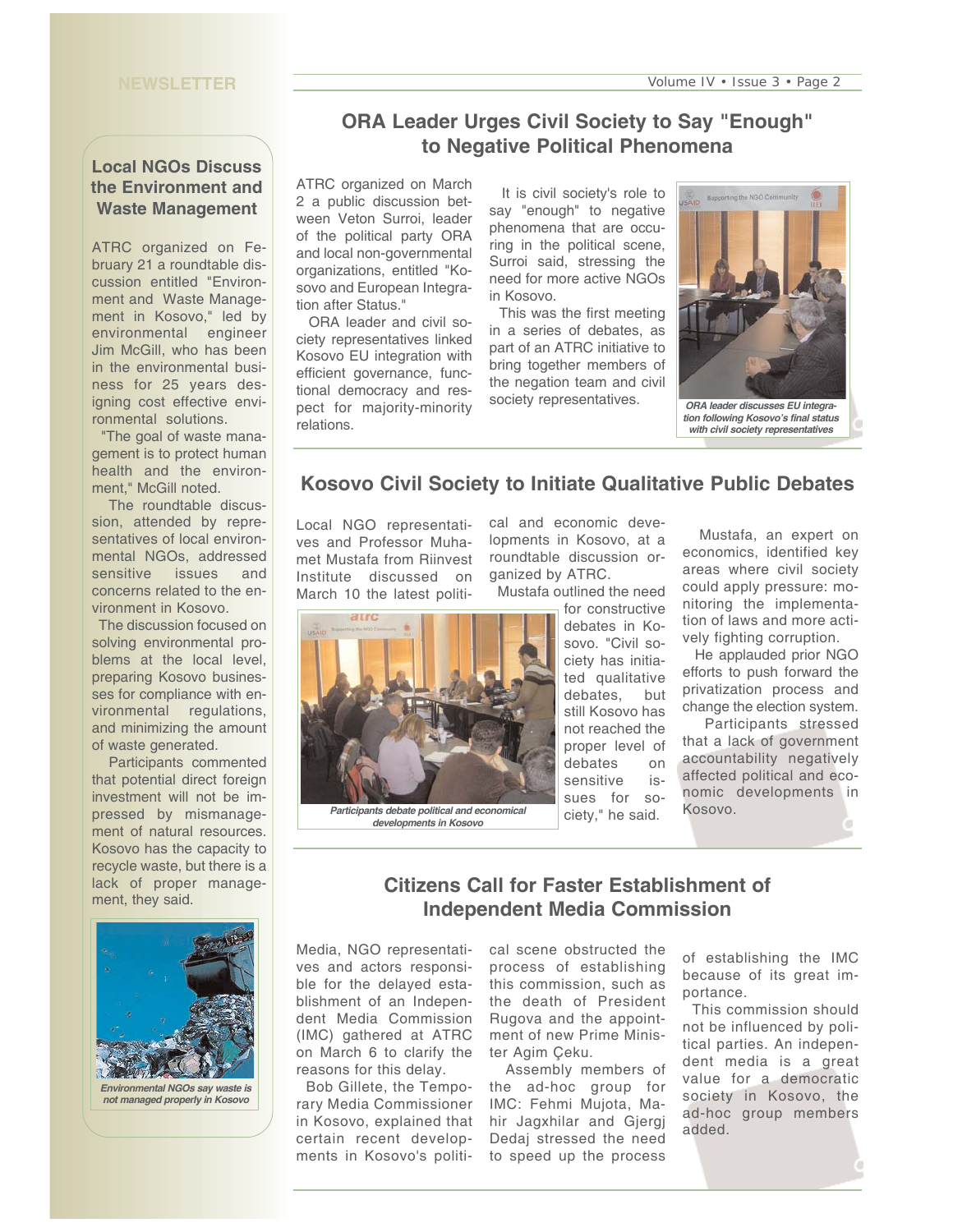## ORA Leader Urges Civil Society to Say "Enough" to Negative Political Phenomena

ATRC organized on March 2 a public discussion between Veton Surroi, leader of the political party ORA and local non-governmental organizations, entitled "Kosovo and European Integration after Status."

ORA leader and civil society representatives linked Kosovo EU integration with efficient governance, functional democracy and respect for majority-minority relations.

It is civil society's role to say "enough" to negative phenomena that are occurring in the political scene, Surroi said, stressing the need for more active NGOs in Kosovo.

This was the first meeting in a series of debates, as part of an ATRC initiative to bring together members of the negation team and civil society representatives.

*ORA leader discusses EU integration following Kosovo's final status with civil society representatives*

## Kosovo Civil Society to Initiate Qualitative Public Debates

Local NGO representatives and Professor Muhamet Mustafa from Riinvest Institute discussed on March 10 the latest political and economic developments in Kosovo, at a roundtable discussion organized by ATRC.

Mustafa outlined the need for constructive debates in Kosovo. "Civil society has initiated qualitative debates, but still Kosovo has not reached the proper level of debates on sensitive issues for society," he said.

*Participants debate political and economical developments in Kosovo*

Mustafa, an expert on economics, identified key areas where civil society could apply pressure: monitoring the implementation of laws and more actively fighting corruption.

He applauded prior NGO efforts to push forward the privatization process and change the election system.

Participants stressed that a lack of government accountability negatively affected political and economic developments in Kosovo.

## Citizens Call for Faster Establishment of Independent Media Commission

Media, NGO representatives and actors responsible for the delayed establishment of an Independent Media Commission (IMC) gathered at ATRC on March 6 to clarify the reasons for this delay.

Bob Gillete, the Temporary Media Commissioner in Kosovo, explained that certain recent developments in Kosovo's political scene obstructed the process of establishing this commission, such as the death of President Rugova and the appointment of new Prime Minister Agim Çeku.

Assembly members of the ad-hoc group for IMC: Fehmi Mujota, Mahir Jagxhilar and Gjergj Dedaj stressed the need to speed up the process of establishing the IMC because of its great importance.

This commission should not be influenced by political parties. An independent media is a great value for a democratic society in Kosovo, the ad-hoc group members added.

## Local NGOs Discuss the Environment and Waste Management

ATRC organized on February 21 a roundtable discussion entitled "Environment and Waste Management in Kosovo," led by environmental engineer Jim McGill, who has been in the environmental business for 25 years designing cost effective environmental solutions.

"The goal of waste management is to protect human health and the environment," McGill noted.

The roundtable discussion, attended by representatives of local environmental NGOs, addressed sensitive issues and concerns related to the environment in Kosovo.

The discussion focused on solving environmental problems at the local level, preparing Kosovo businesses for compliance with environmental regulations, and minimizing the amount of waste generated.

Participants commented that potential direct foreign investment will not be impressed by mismanagement of natural resources. Kosovo has the capacity to recycle waste, but there is a lack of proper management, they said.

*Environmental NGOs say waste is not managed properly in Kosovo*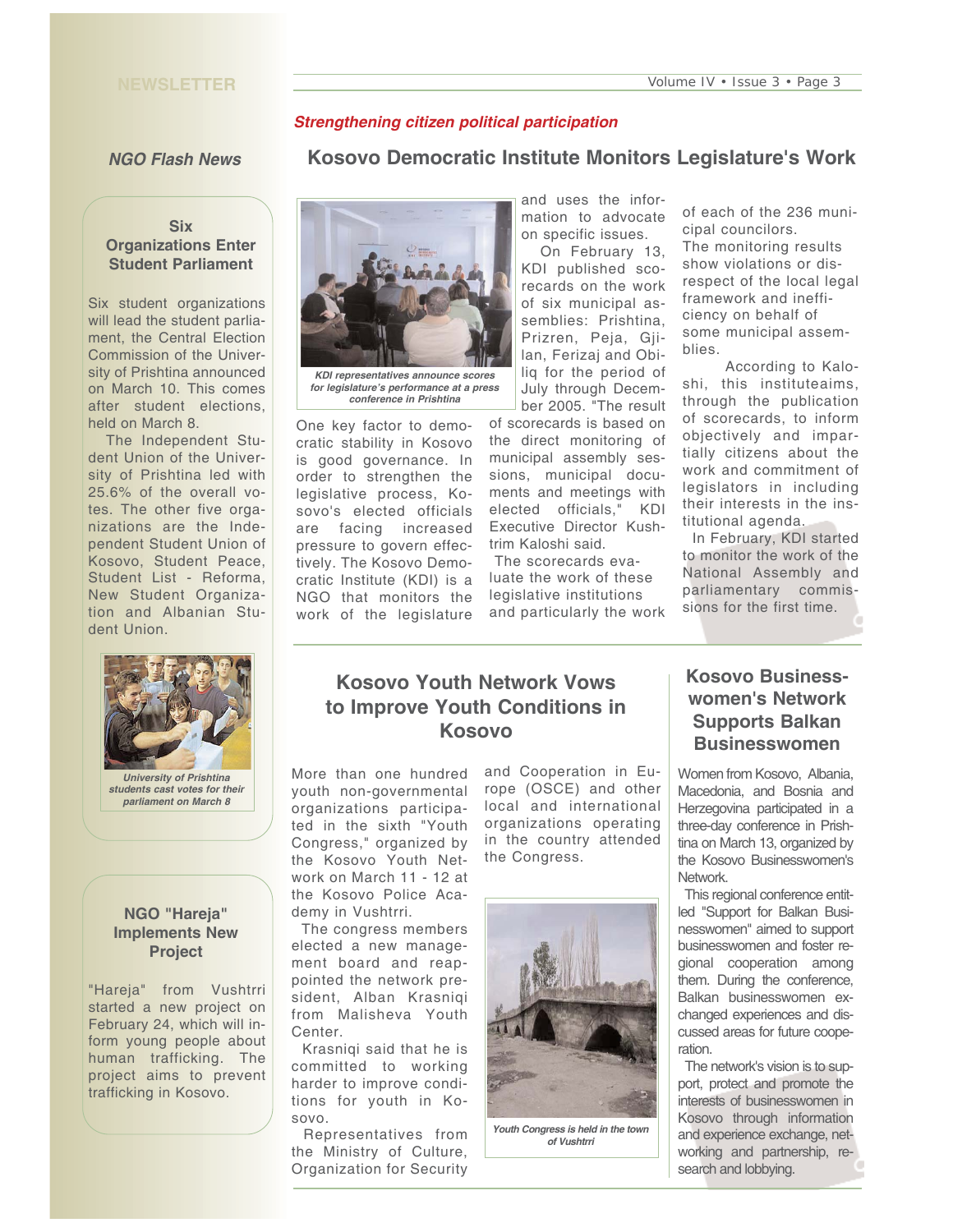## NGO Flash News

### Six Organizations Enter Student Parliament

Six student organizations will lead the student parliament, the Central Election Commission of the University of Prishtina announced on March 10. This comes after student elections, held on March 8.

The Independent Student Union of the University of Prishtina led with 25.6% of the overall votes. The other five organizations are the Independent Student Union of Kosovo, Student Peace, Student List - Reforma, New Student Organization and Albanian Student Union.

University of Prishtina students cast votes for their parliament on March 8

### NGO "Hareja" Implements New Project

"Hareja" from Vushtrri started a new project on February 24, which will inform young people about human trafficking. The project aims to prevent trafficking in Kosovo.

*Strengthening citizen political participation*

## Kosovo Democratic Institute Monitors Legislature's Work

*KDI representatives announce scores for legislature's performance at a press conference in Prishtina*

One key factor to democratic stability in Kosovo is good governance. In order to strengthen the legislative process, Kosovo's elected officials are facing increased pressure to govern effectively. The Kosovo Democratic Institute (KDI) is a NGO that monitors the work of the legislature and uses the information to advocate on specific issues.

On February 13, KDI published scorecards on the work of six municipal assemblies: Prishtina, Prizren, Peja, Gjilan, Ferizaj and Obiliq for the period of July through December 2005. "The result of scorecards is based on the direct monitoring of municipal assembly sessions, municipal documents and meetings with elected officials," KDI Executive Director Kushtrim Kaloshi said.

The scorecards evaluate the work of these legislative institutions and particularly the work of each of the 236 municipal councilors. The monitoring results show violations or disrespect of the local legal framework and inefficiency on behalf of some municipal assemblies.

According to Kaloshi, this instituteaims, through the publication of scorecards, to inform objectively and impartially citizens about the work and commitment of legislators in including their interests in the institutional agenda.

In February, KDI started to monitor the work of the National Assembly and parliamentary commissions for the first time.

## Kosovo Youth Network Vows to Improve Youth Conditions in Kosovo

More than one hundred youth non-governmental organizations participated in the sixth "Youth Congress," organized by the Kosovo Youth Network on March 11 - 12 at the Kosovo Police Academy in Vushtrri.

The congress members elected a new management board and reappointed the network president, Alban Krasniqi from Malisheva Youth Center.

Krasniqi said that he is committed to working harder to improve conditions for youth in Kosovo.

Representatives from the Ministry of Culture, Organization for Security and Cooperation in Europe (OSCE) and other local and international organizations operating in the country attended the Congress.

*Youth Congress is held in the town of Vushtri*

## Kosovo Businesswomen's Network Supports Balkan Businesswomen

Women from Kosovo, Albania, Macedonia, and Bosnia and Herzegovina participated in a three-day conference in Prishtina on March 13, organized by the Kosovo Businesswomen's Network.

This regional conference entitled "Support for Balkan Businesswomen" aimed to support businesswomen and foster regional cooperation among them. During the conference, Balkan businesswomen exchanged experiences and discussed areas for future cooperation.

The network's vision is to support, protect and promote the interests of businesswomen in Kosovo through information and experience exchange, networking and partnership, research and lobbying.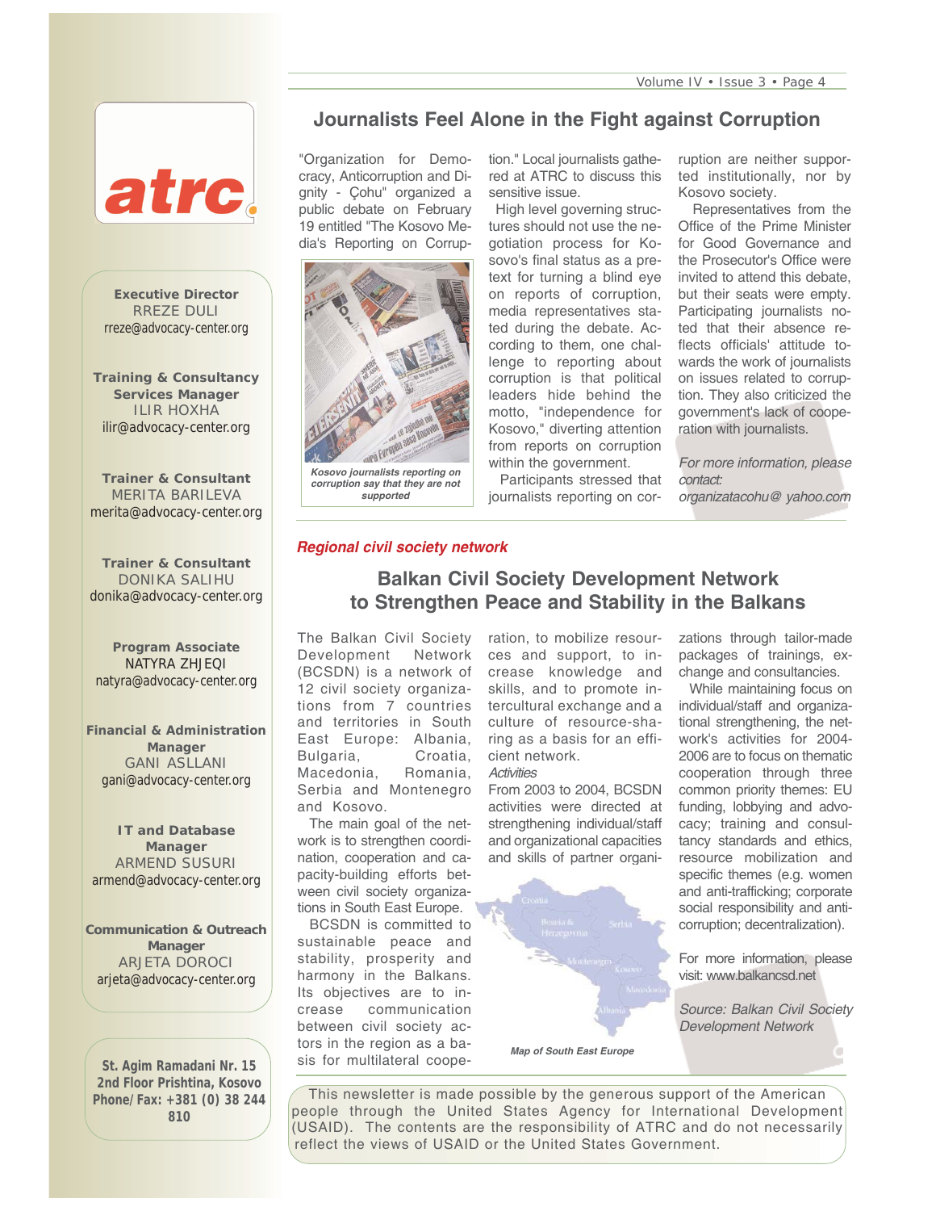atrc

**Executive Director**
RREZE DULI
rreze@advocacy-center.org

**Training & Consultancy Services Manager**
ILIR HOXHA
ilir@advocacy-center.org

**Trainer & Consultant**
MERITA BARILEVA
merita@advocacy-center.org

**Trainer & Consultant**
DONIKA SALIHU
donika@advocacy-center.org

**Program Associate**
NATYRA ZHJEQI
natyra@advocacy-center.org

**Financial & Administration Manager**
GANI ASLLANI
gani@advocacy-center.org

**IT and Database Manager**
ARMEND SUSURI
armend@advocacy-center.org

**Communication & Outreach Manager**
ARJETA DOROCI
arjeta@advocacy-center.org

**St. Agim Ramadani Nr. 15**
**2nd Floor Prishtina, Kosovo**
**Phone/Fax: +381 (0) 38 244 810**

## Journalists Feel Alone in the Fight against Corruption

"Organization for Democracy, Anticorruption and Dignity - Çohu" organized a public debate on February 19 entitled "The Kosovo Media's Reporting on Corruption." Local journalists gathered at ATRC to discuss this sensitive issue.

*Kosovo journalists reporting on corruption say that they are not supported*

High level governing structures should not use the negotiation process for Kosovo's final status as a pretext for turning a blind eye on reports of corruption, media representatives stated during the debate. According to them, one challenge to reporting about corruption is that political leaders hide behind the motto, "independence for Kosovo," diverting attention from reports on corruption within the government.

Participants stressed that journalists reporting on corruption are neither supported institutionally, nor by Kosovo society.

Representatives from the Office of the Prime Minister for Good Governance and the Prosecutor's Office were invited to attend this debate, but their seats were empty. Participating journalists noted that their absence reflects officials' attitude towards the work of journalists on issues related to corruption. They also criticized the government's lack of cooperation with journalists.

*For more information, please contact:*
*organizatacohu@ yahoo.com*

***Regional civil society network***

## Balkan Civil Society Development Network to Strengthen Peace and Stability in the Balkans

The Balkan Civil Society Development Network (BCSDN) is a network of 12 civil society organizations from 7 countries and territories in South East Europe: Albania, Bulgaria, Croatia, Macedonia, Romania, Serbia and Montenegro and Kosovo.

The main goal of the network is to strengthen coordination, cooperation and capacity-building efforts between civil society organizations in South East Europe.

BCSDN is committed to sustainable peace and stability, prosperity and harmony in the Balkans. Its objectives are to increase communication between civil society actors in the region as a basis for multilateral cooperation, to mobilize resources and support, to increase knowledge and skills, and to promote intercultural exchange and a culture of resource-sharing as a basis for an efficient network.

*Activities*

From 2003 to 2004, BCSDN activities were directed at strengthening individual/staff and organizational capacities and skills of partner organizations through tailor-made packages of trainings, exchange and consultancies.

While maintaining focus on individual/staff and organizational strengthening, the network's activities for 2004-2006 are to focus on thematic cooperation through three common priority themes: EU funding, lobbying and advocacy; training and consultancy standards and ethics, resource mobilization and specific themes (e.g. women and anti-trafficking; corporate social responsibility and anti-corruption; decentralization).

Croatia
Bosnia & Herzegovina
Serbia
Montenegro
Kosovo
Macedonia
Albania

*Map of South East Europe*

For more information, please visit: www.balkancsd.net

*Source: Balkan Civil Society Development Network*

This newsletter is made possible by the generous support of the American people through the United States Agency for International Development (USAID). The contents are the responsibility of ATRC and do not necessarily reflect the views of USAID or the United States Government.